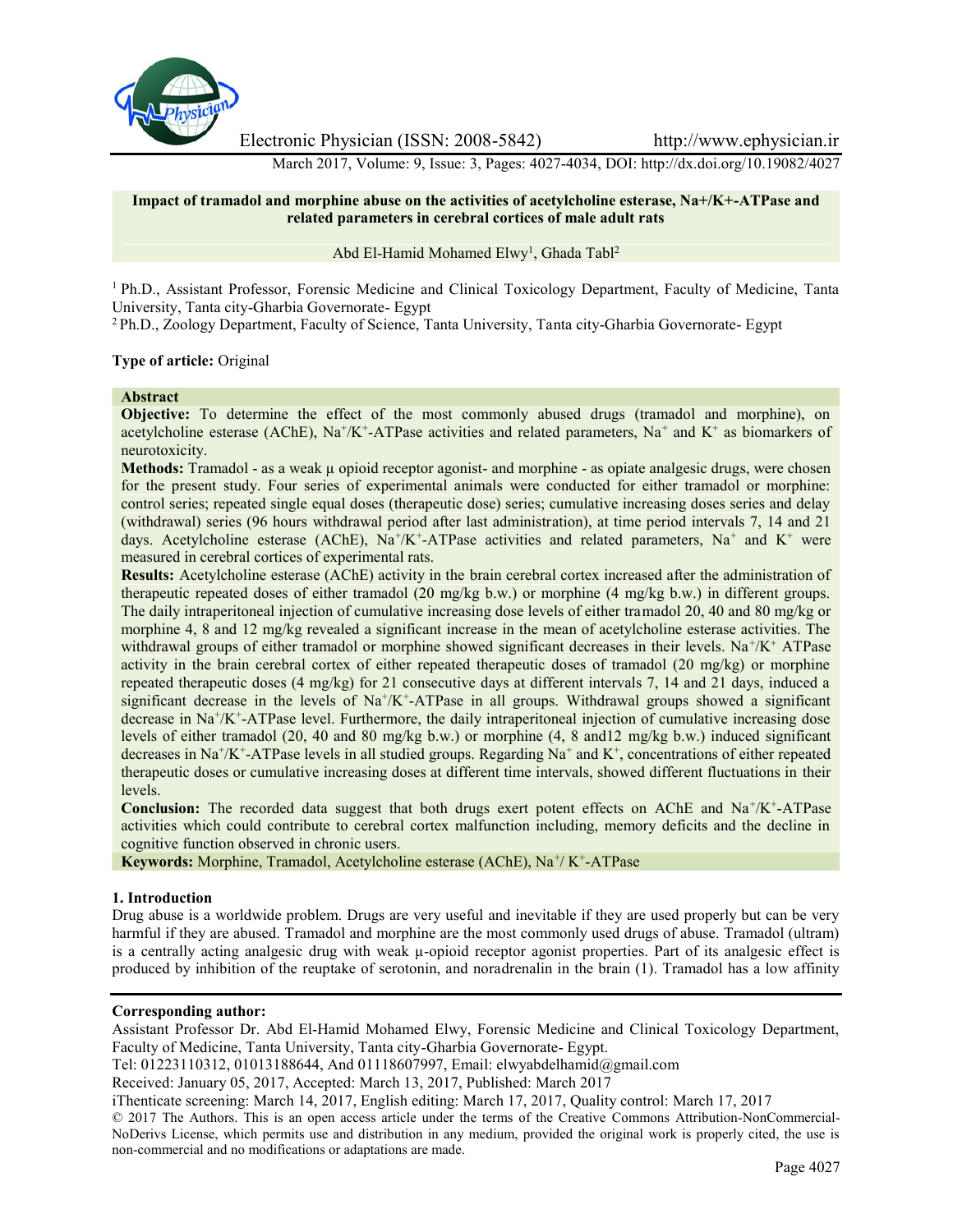# Impact of tramadol and morphine abuse on the activities of acetylcholine esterase, Na+/K+-ATPase and related parameters in cerebral cortices of male adult rats

Abd El-Hamid Mohamed Elwy[1], Ghada Tabl[2]

[1] Ph.D., Assistant Professor, Forensic Medicine and Clinical Toxicology Department, Faculty of Medicine, Tanta University, Tanta city-Gharbia Governorate- Egypt

[2] Ph.D., Zoology Department, Faculty of Science, Tanta University, Tanta city-Gharbia Governorate- Egypt

**Type of article:** Original

**Abstract**

**Objective:** To determine the effect of the most commonly abused drugs (tramadol and morphine), on acetylcholine esterase (AChE), $Na^+/K^+$-ATPase activities and related parameters, $Na^+$ and $K^+$ as biomarkers of neurotoxicity.

**Methods:** Tramadol - as a weak µ opioid receptor agonist- and morphine - as opiate analgesic drugs, were chosen for the present study. Four series of experimental animals were conducted for either tramadol or morphine: control series; repeated single equal doses (therapeutic dose) series; cumulative increasing doses series and delay (withdrawal) series (96 hours withdrawal period after last administration), at time period intervals 7, 14 and 21 days. Acetylcholine esterase (AChE), $Na^+/K^+$-ATPase activities and related parameters, $Na^+$ and $K^+$ were measured in cerebral cortices of experimental rats.

**Results:** Acetylcholine esterase (AChE) activity in the brain cerebral cortex increased after the administration of therapeutic repeated doses of either tramadol (20 mg/kg b.w.) or morphine (4 mg/kg b.w.) in different groups. The daily intraperitoneal injection of cumulative increasing dose levels of either tramadol 20, 40 and 80 mg/kg or morphine 4, 8 and 12 mg/kg revealed a significant increase in the mean of acetylcholine esterase activities. The withdrawal groups of either tramadol or morphine showed significant decreases in their levels. $Na^+/K^+$ ATPase activity in the brain cerebral cortex of either repeated therapeutic doses of tramadol (20 mg/kg) or morphine repeated therapeutic doses (4 mg/kg) for 21 consecutive days at different intervals 7, 14 and 21 days, induced a significant decrease in the levels of $Na^+/K^+$-ATPase in all groups. Withdrawal groups showed a significant decrease in $Na^+/K^+$-ATPase level. Furthermore, the daily intraperitoneal injection of cumulative increasing dose levels of either tramadol (20, 40 and 80 mg/kg b.w.) or morphine (4, 8 and12 mg/kg b.w.) induced significant decreases in $Na^+/K^+$-ATPase levels in all studied groups. Regarding $Na^+$ and $K^+$, concentrations of either repeated therapeutic doses or cumulative increasing doses at different time intervals, showed different fluctuations in their levels.

**Conclusion:** The recorded data suggest that both drugs exert potent effects on AChE and $Na^+/K^+$-ATPase activities which could contribute to cerebral cortex malfunction including, memory deficits and the decline in cognitive function observed in chronic users.

**Keywords:** Morphine, Tramadol, Acetylcholine esterase (AChE), $Na^+/K^+$-ATPase

## 1. Introduction

Drug abuse is a worldwide problem. Drugs are very useful and inevitable if they are used properly but can be very harmful if they are abused. Tramadol and morphine are the most commonly used drugs of abuse. Tramadol (ultram) is a centrally acting analgesic drug with weak µ-opioid receptor agonist properties. Part of its analgesic effect is produced by inhibition of the reuptake of serotonin, and noradrenalin in the brain (1). Tramadol has a low affinity

**Corresponding author:**

Assistant Professor Dr. Abd El-Hamid Mohamed Elwy, Forensic Medicine and Clinical Toxicology Department, Faculty of Medicine, Tanta University, Tanta city-Gharbia Governorate- Egypt.

Tel: 01223110312, 01013188644, And 01118607997, Email: elwyabdelhamid@gmail.com

Received: January 05, 2017, Accepted: March 13, 2017, Published: March 2017

iThenticate screening: March 14, 2017, English editing: March 17, 2017, Quality control: March 17, 2017

© 2017 The Authors. This is an open access article under the terms of the Creative Commons Attribution-NonCommercial-NoDerivs License, which permits use and distribution in any medium, provided the original work is properly cited, the use is non-commercial and no modifications or adaptations are made.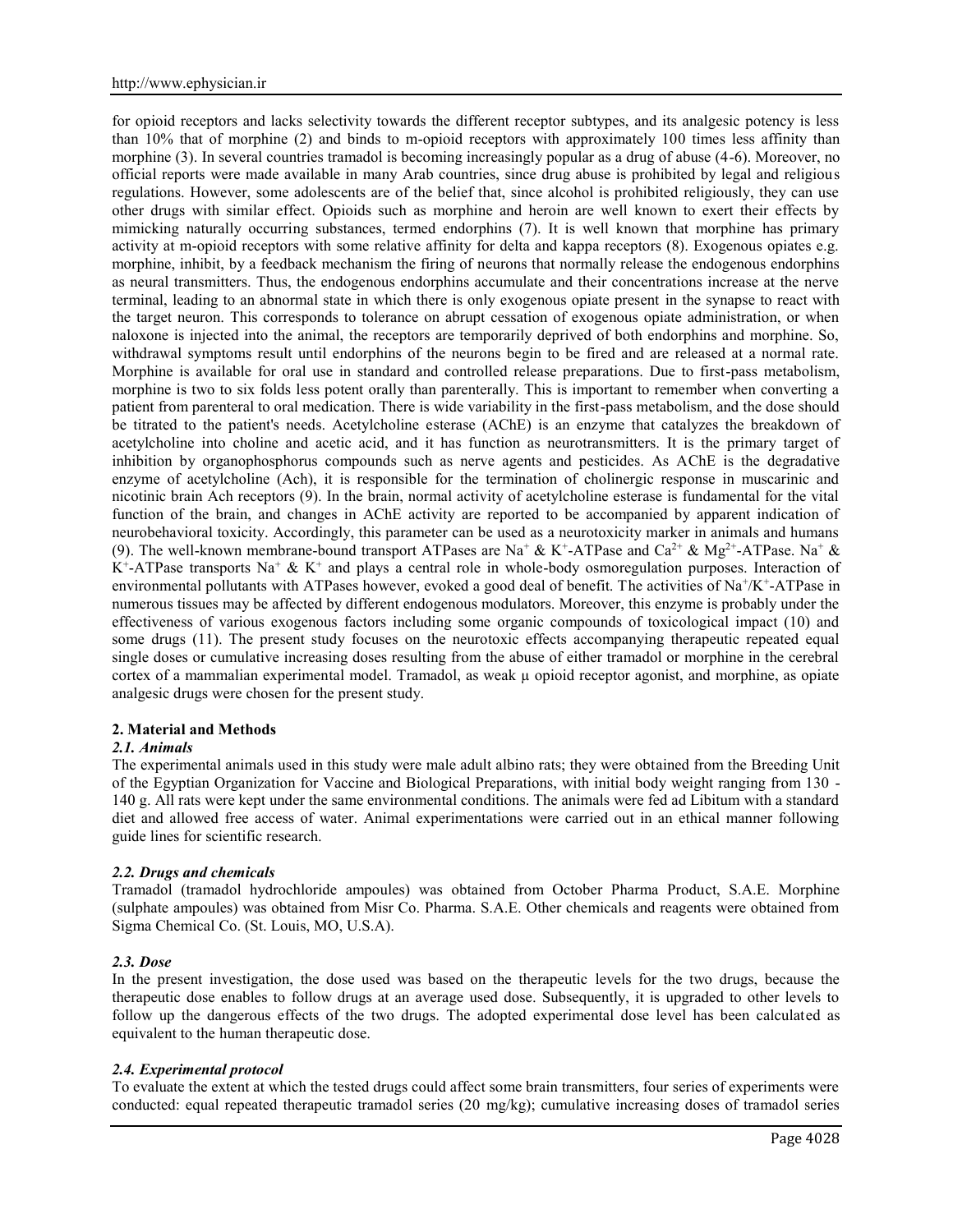for opioid receptors and lacks selectivity towards the different receptor subtypes, and its analgesic potency is less than 10% that of morphine (2) and binds to m-opioid receptors with approximately 100 times less affinity than morphine (3). In several countries tramadol is becoming increasingly popular as a drug of abuse (4-6). Moreover, no official reports were made available in many Arab countries, since drug abuse is prohibited by legal and religious regulations. However, some adolescents are of the belief that, since alcohol is prohibited religiously, they can use other drugs with similar effect. Opioids such as morphine and heroin are well known to exert their effects by mimicking naturally occurring substances, termed endorphins (7). It is well known that morphine has primary activity at m-opioid receptors with some relative affinity for delta and kappa receptors (8). Exogenous opiates e.g. morphine, inhibit, by a feedback mechanism the firing of neurons that normally release the endogenous endorphins as neural transmitters. Thus, the endogenous endorphins accumulate and their concentrations increase at the nerve terminal, leading to an abnormal state in which there is only exogenous opiate present in the synapse to react with the target neuron. This corresponds to tolerance on abrupt cessation of exogenous opiate administration, or when naloxone is injected into the animal, the receptors are temporarily deprived of both endorphins and morphine. So, withdrawal symptoms result until endorphins of the neurons begin to be fired and are released at a normal rate. Morphine is available for oral use in standard and controlled release preparations. Due to first-pass metabolism, morphine is two to six folds less potent orally than parenterally. This is important to remember when converting a patient from parenteral to oral medication. There is wide variability in the first-pass metabolism, and the dose should be titrated to the patient's needs. Acetylcholine esterase (AChE) is an enzyme that catalyzes the breakdown of acetylcholine into choline and acetic acid, and it has function as neurotransmitters. It is the primary target of inhibition by organophosphorus compounds such as nerve agents and pesticides. As AChE is the degradative enzyme of acetylcholine (Ach), it is responsible for the termination of cholinergic response in muscarinic and nicotinic brain Ach receptors (9). In the brain, normal activity of acetylcholine esterase is fundamental for the vital function of the brain, and changes in AChE activity are reported to be accompanied by apparent indication of neurobehavioral toxicity. Accordingly, this parameter can be used as a neurotoxicity marker in animals and humans (9). The well-known membrane-bound transport ATPases are $Na^+$ & $K^+$-ATPase and $Ca^{2+}$ & $Mg^{2+}$-ATPase. $Na^+$ & $K^+$-ATPase transports $Na^+$ & $K^+$ and plays a central role in whole-body osmoregulation purposes. Interaction of environmental pollutants with ATPases however, evoked a good deal of benefit. The activities of $Na^+/K^+$-ATPase in numerous tissues may be affected by different endogenous modulators. Moreover, this enzyme is probably under the effectiveness of various exogenous factors including some organic compounds of toxicological impact (10) and some drugs (11). The present study focuses on the neurotoxic effects accompanying therapeutic repeated equal single doses or cumulative increasing doses resulting from the abuse of either tramadol or morphine in the cerebral cortex of a mammalian experimental model. Tramadol, as weak µ opioid receptor agonist, and morphine, as opiate analgesic drugs were chosen for the present study.

## 2. Material and Methods

### *2.1. Animals*

The experimental animals used in this study were male adult albino rats; they were obtained from the Breeding Unit of the Egyptian Organization for Vaccine and Biological Preparations, with initial body weight ranging from 130 - 140 g. All rats were kept under the same environmental conditions. The animals were fed ad Libitum with a standard diet and allowed free access of water. Animal experimentations were carried out in an ethical manner following guide lines for scientific research.

### *2.2. Drugs and chemicals*

Tramadol (tramadol hydrochloride ampoules) was obtained from October Pharma Product, S.A.E. Morphine (sulphate ampoules) was obtained from Misr Co. Pharma. S.A.E. Other chemicals and reagents were obtained from Sigma Chemical Co. (St. Louis, MO, U.S.A).

### *2.3. Dose*

In the present investigation, the dose used was based on the therapeutic levels for the two drugs, because the therapeutic dose enables to follow drugs at an average used dose. Subsequently, it is upgraded to other levels to follow up the dangerous effects of the two drugs. The adopted experimental dose level has been calculated as equivalent to the human therapeutic dose.

### *2.4. Experimental protocol*

To evaluate the extent at which the tested drugs could affect some brain transmitters, four series of experiments were conducted: equal repeated therapeutic tramadol series (20 mg/kg); cumulative increasing doses of tramadol series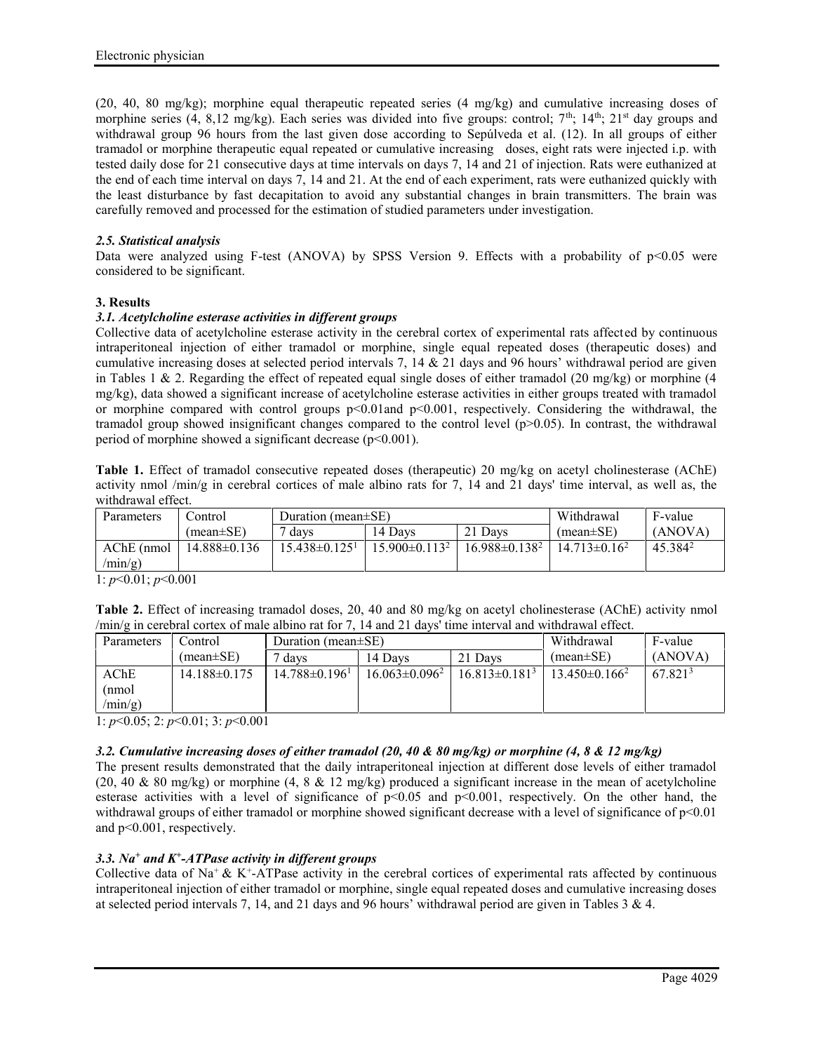(20, 40, 80 mg/kg); morphine equal therapeutic repeated series (4 mg/kg) and cumulative increasing doses of morphine series (4, 8,12 mg/kg). Each series was divided into five groups: control; 7th; 14th; 21st day groups and withdrawal group 96 hours from the last given dose according to Sepúlveda et al. (12). In all groups of either tramadol or morphine therapeutic equal repeated or cumulative increasing doses, eight rats were injected i.p. with tested daily dose for 21 consecutive days at time intervals on days 7, 14 and 21 of injection. Rats were euthanized at the end of each time interval on days 7, 14 and 21. At the end of each experiment, rats were euthanized quickly with the least disturbance by fast decapitation to avoid any substantial changes in brain transmitters. The brain was carefully removed and processed for the estimation of studied parameters under investigation.

### *2.5. Statistical analysis*

Data were analyzed using F-test (ANOVA) by SPSS Version 9. Effects with a probability of $p<0.05$ were considered to be significant.

## 3. Results

### *3.1. Acetylcholine esterase activities in different groups*

Collective data of acetylcholine esterase activity in the cerebral cortex of experimental rats affected by continuous intraperitoneal injection of either tramadol or morphine, single equal repeated doses (therapeutic doses) and cumulative increasing doses at selected period intervals 7, 14 & 21 days and 96 hours' withdrawal period are given in Tables 1 & 2. Regarding the effect of repeated equal single doses of either tramadol (20 mg/kg) or morphine (4 mg/kg), data showed a significant increase of acetylcholine esterase activities in either groups treated with tramadol or morphine compared with control groups $p<0.01$and $p<0.001$, respectively. Considering the withdrawal, the tramadol group showed insignificant changes compared to the control level ($p>0.05$). In contrast, the withdrawal period of morphine showed a significant decrease ($p<0.001$).

**Table 1.** Effect of tramadol consecutive repeated doses (therapeutic) 20 mg/kg on acetyl cholinesterase (AChE) activity nmol /min/g in cerebral cortices of male albino rats for 7, 14 and 21 days' time interval, as well as, the withdrawal effect.

| Parameters | Control (mean±SE) | Duration (mean±SE) | | | Withdrawal (mean±SE) | F-value (ANOVA) |
|---|---|---|---|---|---|---|
| | | 7 days | 14 Days | 21 Days | | |
| AChE (nmol /min/g) | 14.888±0.136 | 15.438±0.125[1] | 15.900±0.113[2] | 16.988±0.138[2] | 14.713±0.16[2] | 45.384[2] |

1: $p<0.01$; $p<0.001$

**Table 2.** Effect of increasing tramadol doses, 20, 40 and 80 mg/kg on acetyl cholinesterase (AChE) activity nmol /min/g in cerebral cortex of male albino rat for 7, 14 and 21 days' time interval and withdrawal effect.

| Parameters | Control (mean±SE) | Duration (mean±SE) | | | Withdrawal (mean±SE) | F-value (ANOVA) |
|---|---|---|---|---|---|---|
| | | 7 days | 14 Days | 21 Days | | |
| AChE (nmol /min/g) | 14.188±0.175 | 14.788±0.196[1] | 16.063±0.096[2] | 16.813±0.181[3] | 13.450±0.166[2] | 67.821[3] |

1: $p<0.05$; 2: $p<0.01$; 3: $p<0.001$

### *3.2. Cumulative increasing doses of either tramadol (20, 40 & 80 mg/kg) or morphine (4, 8 & 12 mg/kg)*

The present results demonstrated that the daily intraperitoneal injection at different dose levels of either tramadol (20, 40 & 80 mg/kg) or morphine (4, 8 & 12 mg/kg) produced a significant increase in the mean of acetylcholine esterase activities with a level of significance of $p<0.05$ and $p<0.001$, respectively. On the other hand, the withdrawal groups of either tramadol or morphine showed significant decrease with a level of significance of $p<0.01$ and $p<0.001$, respectively.

### *3.3. $Na^+$ and $K^+$-ATPase activity in different groups*

Collective data of $Na^+$ & $K^+$-ATPase activity in the cerebral cortices of experimental rats affected by continuous intraperitoneal injection of either tramadol or morphine, single equal repeated doses and cumulative increasing doses at selected period intervals 7, 14, and 21 days and 96 hours' withdrawal period are given in Tables 3 & 4.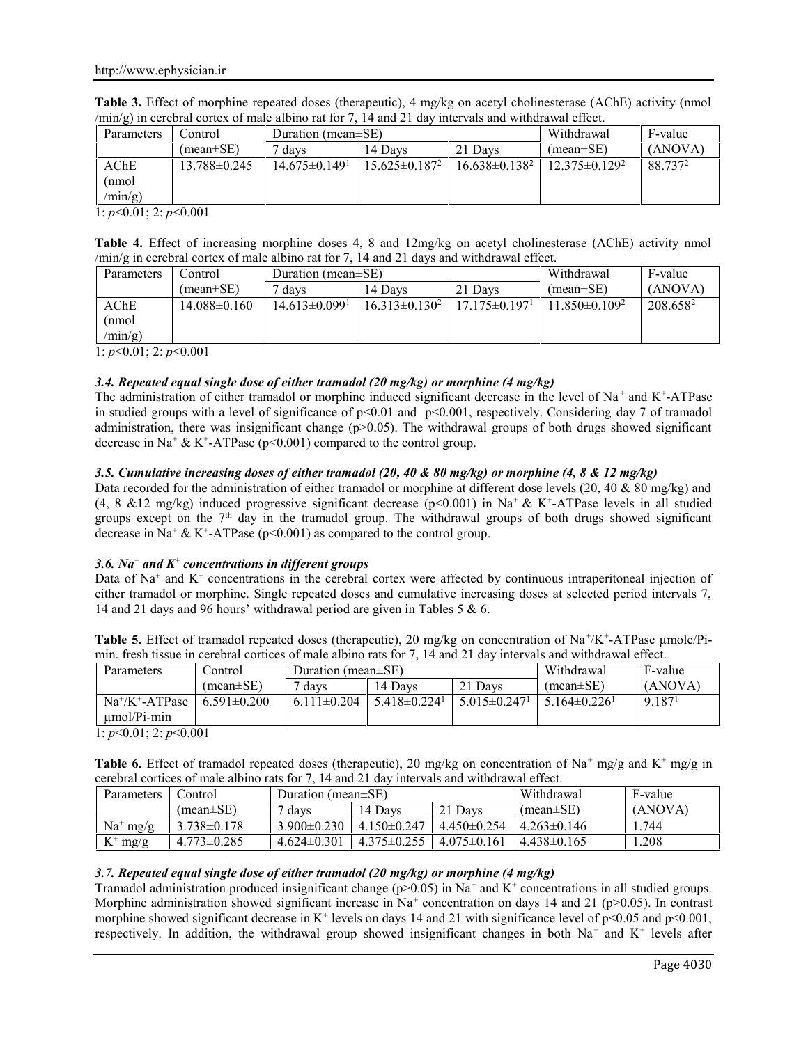**Table 3.** Effect of morphine repeated doses (therapeutic), 4 mg/kg on acetyl cholinesterase (AChE) activity (nmol /min/g) in cerebral cortex of male albino rat for 7, 14 and 21 day intervals and withdrawal effect.

| Parameters | Control | Duration (mean±SE) | | | Withdrawal | F-value |
|---|---|---|---|---|---|---|
| | (mean±SE) | 7 days | 14 Days | 21 Days | (mean±SE) | (ANOVA) |
| AChE (nmol /min/g) | 13.788±0.245 | 14.675±0.149[1] | 15.625±0.187[2] | 16.638±0.138[2] | 12.375±0.129[2] | 88.737[2] |

1: $p<0.01$; 2: $p<0.001$

**Table 4.** Effect of increasing morphine doses 4, 8 and 12mg/kg on acetyl cholinesterase (AChE) activity nmol /min/g in cerebral cortex of male albino rat for 7, 14 and 21 days and withdrawal effect.

| Parameters | Control | Duration (mean±SE) | | | Withdrawal | F-value |
|---|---|---|---|---|---|---|
| | (mean±SE) | 7 days | 14 Days | 21 Days | (mean±SE) | (ANOVA) |
| AChE (nmol /min/g) | 14.088±0.160 | 14.613±0.099[1] | 16.313±0.130[2] | 17.175±0.197[1] | 11.850±0.109[2] | 208.658[2] |

1: $p<0.01$; 2: $p<0.001$

### *3.4. Repeated equal single dose of either tramadol (20 mg/kg) or morphine (4 mg/kg)*

The administration of either tramadol or morphine induced significant decrease in the level of $Na^+$ and $K^+$-ATPase in studied groups with a level of significance of $p<0.01$ and $p<0.001$, respectively. Considering day 7 of tramadol administration, there was insignificant change ($p>0.05$). The withdrawal groups of both drugs showed significant decrease in $Na^+$ & $K^+$-ATPase ($p<0.001$) compared to the control group.

### *3.5. Cumulative increasing doses of either tramadol (20, 40 & 80 mg/kg) or morphine (4, 8 & 12 mg/kg)*

Data recorded for the administration of either tramadol or morphine at different dose levels (20, 40 & 80 mg/kg) and (4, 8 &12 mg/kg) induced progressive significant decrease ($p<0.001$) in $Na^+$ & $K^+$-ATPase levels in all studied groups except on the 7[th] day in the tramadol group. The withdrawal groups of both drugs showed significant decrease in $Na^+$ & $K^+$-ATPase ($p<0.001$) as compared to the control group.

### *3.6. $Na^+$ and $K^+$ concentrations in different groups*

Data of $Na^+$ and $K^+$ concentrations in the cerebral cortex were affected by continuous intraperitoneal injection of either tramadol or morphine. Single repeated doses and cumulative increasing doses at selected period intervals 7, 14 and 21 days and 96 hours' withdrawal period are given in Tables 5 & 6.

**Table 5.** Effect of tramadol repeated doses (therapeutic), 20 mg/kg on concentration of $Na^+/K^+$-ATPase µmole/Pi-min. fresh tissue in cerebral cortices of male albino rats for 7, 14 and 21 day intervals and withdrawal effect.

| Parameters | Control | Duration (mean±SE) | | | Withdrawal | F-value |
|---|---|---|---|---|---|---|
| | (mean±SE) | 7 days | 14 Days | 21 Days | (mean±SE) | (ANOVA) |
| $Na^+/K^+$-ATPase µmol/Pi-min | 6.591±0.200 | 6.111±0.204 | 5.418±0.224[1] | 5.015±0.247[1] | 5.164±0.226[1] | 9.187[1] |

1: $p<0.01$; 2: $p<0.001$

**Table 6.** Effect of tramadol repeated doses (therapeutic), 20 mg/kg on concentration of $Na^+$ mg/g and $K^+$ mg/g in cerebral cortices of male albino rats for 7, 14 and 21 day intervals and withdrawal effect.

| Parameters | Control | Duration (mean±SE) | | | Withdrawal | F-value |
|---|---|---|---|---|---|---|
| | (mean±SE) | 7 days | 14 Days | 21 Days | (mean±SE) | (ANOVA) |
| $Na^+$ mg/g | 3.738±0.178 | 3.900±0.230 | 4.150±0.247 | 4.450±0.254 | 4.263±0.146 | 1.744 |
| $K^+$ mg/g | 4.773±0.285 | 4.624±0.301 | 4.375±0.255 | 4.075±0.161 | 4.438±0.165 | 1.208 |

### *3.7. Repeated equal single dose of either tramadol (20 mg/kg) or morphine (4 mg/kg)*

Tramadol administration produced insignificant change ($p>0.05$) in $Na^+$ and $K^+$ concentrations in all studied groups. Morphine administration showed significant increase in $Na^+$ concentration on days 14 and 21 ($p>0.05$). In contrast morphine showed significant decrease in $K^+$ levels on days 14 and 21 with significance level of $p<0.05$ and $p<0.001$, respectively. In addition, the withdrawal group showed insignificant changes in both $Na^+$ and $K^+$ levels after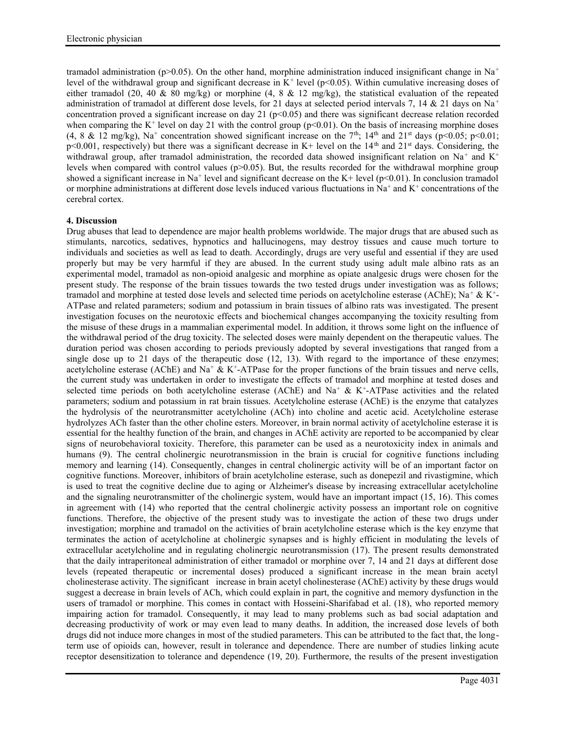tramadol administration ($p>0.05$). On the other hand, morphine administration induced insignificant change in $Na^+$ level of the withdrawal group and significant decrease in $K^+$ level ($p<0.05$). Within cumulative increasing doses of either tramadol (20, 40 & 80 mg/kg) or morphine (4, 8 & 12 mg/kg), the statistical evaluation of the repeated administration of tramadol at different dose levels, for 21 days at selected period intervals 7, 14 & 21 days on $Na^+$ concentration proved a significant increase on day 21 ($p<0.05$) and there was significant decrease relation recorded when comparing the $K^+$ level on day 21 with the control group ($p<0.01$). On the basis of increasing morphine doses (4, 8 & 12 mg/kg), $Na^+$ concentration showed significant increase on the 7th; 14th and 21st days ($p<0.05$; $p<0.01$; $p<0.001$, respectively) but there was a significant decrease in $K^+$ level on the 14th and 21st days. Considering, the withdrawal group, after tramadol administration, the recorded data showed insignificant relation on $Na^+$ and $K^+$ levels when compared with control values ($p>0.05$). But, the results recorded for the withdrawal morphine group showed a significant increase in $Na^+$ level and significant decrease on the $K^+$ level ($p<0.01$). In conclusion tramadol or morphine administrations at different dose levels induced various fluctuations in $Na^+$ and $K^+$ concentrations of the cerebral cortex.

## 4. Discussion

Drug abuses that lead to dependence are major health problems worldwide. The major drugs that are abused such as stimulants, narcotics, sedatives, hypnotics and hallucinogens, may destroy tissues and cause much torture to individuals and societies as well as lead to death. Accordingly, drugs are very useful and essential if they are used properly but may be very harmful if they are abused. In the current study using adult male albino rats as an experimental model, tramadol as non-opioid analgesic and morphine as opiate analgesic drugs were chosen for the present study. The response of the brain tissues towards the two tested drugs under investigation was as follows; tramadol and morphine at tested dose levels and selected time periods on acetylcholine esterase (AChE); $Na^+$ & $K^+$-ATPase and related parameters; sodium and potassium in brain tissues of albino rats was investigated. The present investigation focuses on the neurotoxic effects and biochemical changes accompanying the toxicity resulting from the misuse of these drugs in a mammalian experimental model. In addition, it throws some light on the influence of the withdrawal period of the drug toxicity. The selected doses were mainly dependent on the therapeutic values. The duration period was chosen according to periods previously adopted by several investigations that ranged from a single dose up to 21 days of the therapeutic dose (12, 13). With regard to the importance of these enzymes; acetylcholine esterase (AChE) and $Na^+$ & $K^+$-ATPase for the proper functions of the brain tissues and nerve cells, the current study was undertaken in order to investigate the effects of tramadol and morphine at tested doses and selected time periods on both acetylcholine esterase (AChE) and $Na^+$ & $K^+$-ATPase activities and the related parameters; sodium and potassium in rat brain tissues. Acetylcholine esterase (AChE) is the enzyme that catalyzes the hydrolysis of the neurotransmitter acetylcholine (ACh) into choline and acetic acid. Acetylcholine esterase hydrolyzes ACh faster than the other choline esters. Moreover, in brain normal activity of acetylcholine esterase it is essential for the healthy function of the brain, and changes in AChE activity are reported to be accompanied by clear signs of neurobehavioral toxicity. Therefore, this parameter can be used as a neurotoxicity index in animals and humans (9). The central cholinergic neurotransmission in the brain is crucial for cognitive functions including memory and learning (14). Consequently, changes in central cholinergic activity will be of an important factor on cognitive functions. Moreover, inhibitors of brain acetylcholine esterase, such as donepezil and rivastigmine, which is used to treat the cognitive decline due to aging or Alzheimer's disease by increasing extracellular acetylcholine and the signaling neurotransmitter of the cholinergic system, would have an important impact (15, 16). This comes in agreement with (14) who reported that the central cholinergic activity possess an important role on cognitive functions. Therefore, the objective of the present study was to investigate the action of these two drugs under investigation; morphine and tramadol on the activities of brain acetylcholine esterase which is the key enzyme that terminates the action of acetylcholine at cholinergic synapses and is highly efficient in modulating the levels of extracellular acetylcholine and in regulating cholinergic neurotransmission (17). The present results demonstrated that the daily intraperitoneal administration of either tramadol or morphine over 7, 14 and 21 days at different dose levels (repeated therapeutic or incremental doses) produced a significant increase in the mean brain acetyl cholinesterase activity. The significant increase in brain acetyl cholinesterase (AChE) activity by these drugs would suggest a decrease in brain levels of ACh, which could explain in part, the cognitive and memory dysfunction in the users of tramadol or morphine. This comes in contact with Hosseini-Sharifabad et al. (18), who reported memory impairing action for tramadol. Consequently, it may lead to many problems such as bad social adaptation and decreasing productivity of work or may even lead to many deaths. In addition, the increased dose levels of both drugs did not induce more changes in most of the studied parameters. This can be attributed to the fact that, the long-term use of opioids can, however, result in tolerance and dependence. There are number of studies linking acute receptor desensitization to tolerance and dependence (19, 20). Furthermore, the results of the present investigation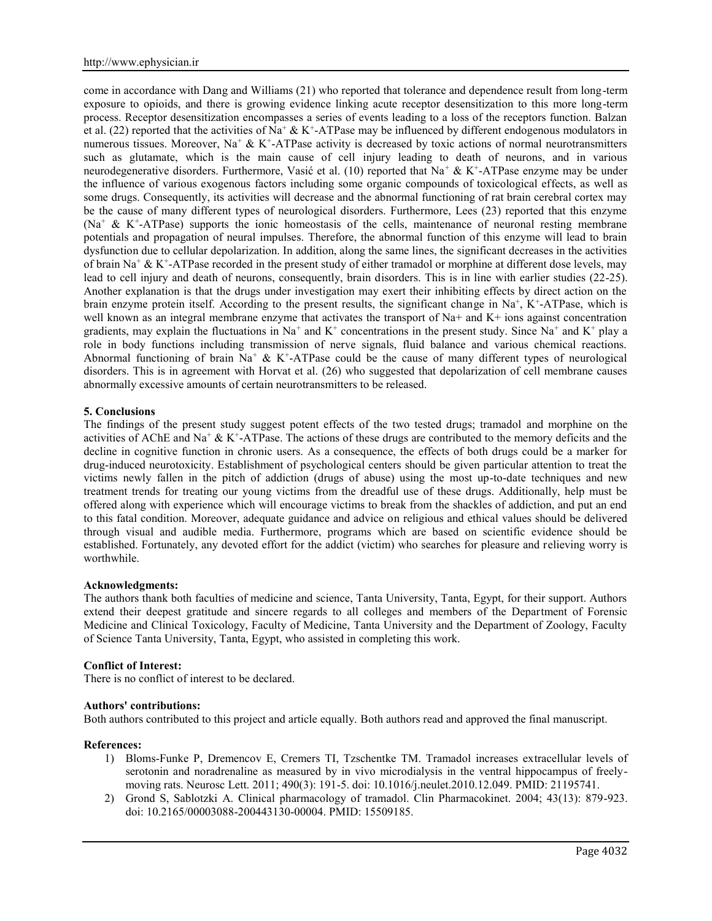come in accordance with Dang and Williams (21) who reported that tolerance and dependence result from long-term exposure to opioids, and there is growing evidence linking acute receptor desensitization to this more long-term process. Receptor desensitization encompasses a series of events leading to a loss of the receptors function. Balzan et al. (22) reported that the activities of $Na^+$ & $K^+$-ATPase may be influenced by different endogenous modulators in numerous tissues. Moreover, $Na^+$ & $K^+$-ATPase activity is decreased by toxic actions of normal neurotransmitters such as glutamate, which is the main cause of cell injury leading to death of neurons, and in various neurodegenerative disorders. Furthermore, Vasić et al. (10) reported that $Na^+$ & $K^+$-ATPase enzyme may be under the influence of various exogenous factors including some organic compounds of toxicological effects, as well as some drugs. Consequently, its activities will decrease and the abnormal functioning of rat brain cerebral cortex may be the cause of many different types of neurological disorders. Furthermore, Lees (23) reported that this enzyme ($Na^+$ & $K^+$-ATPase) supports the ionic homeostasis of the cells, maintenance of neuronal resting membrane potentials and propagation of neural impulses. Therefore, the abnormal function of this enzyme will lead to brain dysfunction due to cellular depolarization. In addition, along the same lines, the significant decreases in the activities of brain $Na^+$ & $K^+$-ATPase recorded in the present study of either tramadol or morphine at different dose levels, may lead to cell injury and death of neurons, consequently, brain disorders. This is in line with earlier studies (22-25). Another explanation is that the drugs under investigation may exert their inhibiting effects by direct action on the brain enzyme protein itself. According to the present results, the significant change in $Na^+$, $K^+$-ATPase, which is well known as an integral membrane enzyme that activates the transport of Na+ and K+ ions against concentration gradients, may explain the fluctuations in $Na^+$ and $K^+$ concentrations in the present study. Since $Na^+$ and $K^+$ play a role in body functions including transmission of nerve signals, fluid balance and various chemical reactions. Abnormal functioning of brain $Na^+$ & $K^+$-ATPase could be the cause of many different types of neurological disorders. This is in agreement with Horvat et al. (26) who suggested that depolarization of cell membrane causes abnormally excessive amounts of certain neurotransmitters to be released.

## 5. Conclusions

The findings of the present study suggest potent effects of the two tested drugs; tramadol and morphine on the activities of AChE and $Na^+$ & $K^+$-ATPase. The actions of these drugs are contributed to the memory deficits and the decline in cognitive function in chronic users. As a consequence, the effects of both drugs could be a marker for drug-induced neurotoxicity. Establishment of psychological centers should be given particular attention to treat the victims newly fallen in the pitch of addiction (drugs of abuse) using the most up-to-date techniques and new treatment trends for treating our young victims from the dreadful use of these drugs. Additionally, help must be offered along with experience which will encourage victims to break from the shackles of addiction, and put an end to this fatal condition. Moreover, adequate guidance and advice on religious and ethical values should be delivered through visual and audible media. Furthermore, programs which are based on scientific evidence should be established. Fortunately, any devoted effort for the addict (victim) who searches for pleasure and relieving worry is worthwhile.

**Acknowledgments:**

The authors thank both faculties of medicine and science, Tanta University, Tanta, Egypt, for their support. Authors extend their deepest gratitude and sincere regards to all colleges and members of the Department of Forensic Medicine and Clinical Toxicology, Faculty of Medicine, Tanta University and the Department of Zoology, Faculty of Science Tanta University, Tanta, Egypt, who assisted in completing this work.

**Conflict of Interest:**

There is no conflict of interest to be declared.

**Authors' contributions:**

Both authors contributed to this project and article equally. Both authors read and approved the final manuscript.

**References:**

1) Bloms-Funke P, Dremencov E, Cremers TI, Tzschentke TM. Tramadol increases extracellular levels of serotonin and noradrenaline as measured by in vivo microdialysis in the ventral hippocampus of freely-moving rats. Neurosc Lett. 2011; 490(3): 191-5. doi: 10.1016/j.neulet.2010.12.049. PMID: 21195741.
2) Grond S, Sablotzki A. Clinical pharmacology of tramadol. Clin Pharmacokinet. 2004; 43(13): 879-923. doi: 10.2165/00003088-200443130-00004. PMID: 15509185.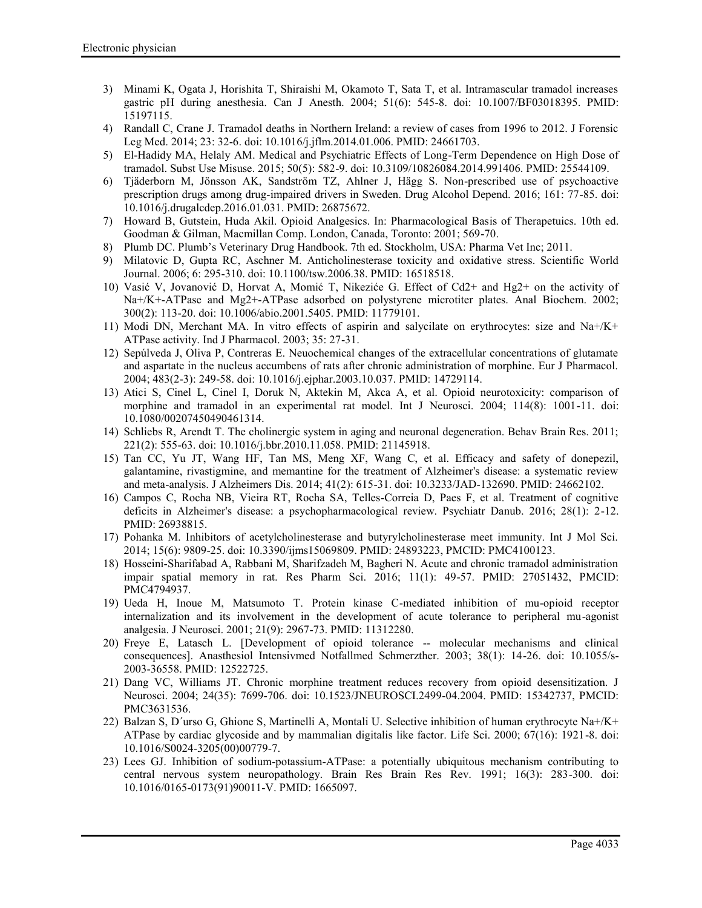3) Minami K, Ogata J, Horishita T, Shiraishi M, Okamoto T, Sata T, et al. Intramuscular tramadol increases gastric pH during anesthesia. Can J Anesth. 2004; 51(6): 545-8. doi: 10.1007/BF03018395. PMID: 15197115.
4) Randall C, Crane J. Tramadol deaths in Northern Ireland: a review of cases from 1996 to 2012. J Forensic Leg Med. 2014; 23: 32-6. doi: 10.1016/j.jflm.2014.01.006. PMID: 24661703.
5) El-Hadidy MA, Helaly AM. Medical and Psychiatric Effects of Long-Term Dependence on High Dose of tramadol. Subst Use Misuse. 2015; 50(5): 582-9. doi: 10.3109/10826084.2014.991406. PMID: 25544109.
6) Tjäderborn M, Jönsson AK, Sandström TZ, Ahlner J, Hägg S. Non-prescribed use of psychoactive prescription drugs among drug-impaired drivers in Sweden. Drug Alcohol Depend. 2016; 161: 77-85. doi: 10.1016/j.drugalcdep.2016.01.031. PMID: 26875672.
7) Howard B, Gutstein, Huda Akil. Opioid Analgesics. In: Pharmacological Basis of Therapetuics. 10th ed. Goodman & Gilman, Macmillan Comp. London, Canada, Toronto: 2001; 569-70.
8) Plumb DC. Plumb's Veterinary Drug Handbook. 7th ed. Stockholm, USA: Pharma Vet Inc; 2011.
9) Milatovic D, Gupta RC, Aschner M. Anticholinesterase toxicity and oxidative stress. Scientific World Journal. 2006; 6: 295-310. doi: 10.1100/tsw.2006.38. PMID: 16518518.
10) Vasić V, Jovanović D, Horvat A, Momić T, Nikezić G. Effect of Cd2+ and Hg2+ on the activity of Na+/K+-ATPase and Mg2+-ATPase adsorbed on polystyrene microtiter plates. Anal Biochem. 2002; 300(2): 113-20. doi: 10.1006/abio.2001.5405. PMID: 11779101.
11) Modi DN, Merchant MA. In vitro effects of aspirin and salycilate on erythrocytes: size and Na+/K+ ATPase activity. Ind J Pharmacol. 2003; 35: 27-31.
12) Sepúlveda J, Oliva P, Contreras E. Neuochemical changes of the extracellular concentrations of glutamate and aspartate in the nucleus accumbens of rats after chronic administration of morphine. Eur J Pharmacol. 2004; 483(2-3): 249-58. doi: 10.1016/j.ejphar.2003.10.037. PMID: 14729114.
13) Atici S, Cinel L, Cinel I, Doruk N, Aktekin M, Akca A, et al. Opioid neurotoxicity: comparison of morphine and tramadol in an experimental rat model. Int J Neurosci. 2004; 114(8): 1001-11. doi: 10.1080/00207450490461314.
14) Schliebs R, Arendt T. The cholinergic system in aging and neuronal degeneration. Behav Brain Res. 2011; 221(2): 555-63. doi: 10.1016/j.bbr.2010.11.058. PMID: 21145918.
15) Tan CC, Yu JT, Wang HF, Tan MS, Meng XF, Wang C, et al. Efficacy and safety of donepezil, galantamine, rivastigmine, and memantine for the treatment of Alzheimer's disease: a systematic review and meta-analysis. J Alzheimers Dis. 2014; 41(2): 615-31. doi: 10.3233/JAD-132690. PMID: 24662102.
16) Campos C, Rocha NB, Vieira RT, Rocha SA, Telles-Correia D, Paes F, et al. Treatment of cognitive deficits in Alzheimer's disease: a psychopharmacological review. Psychiatr Danub. 2016; 28(1): 2-12. PMID: 26938815.
17) Pohanka M. Inhibitors of acetylcholinesterase and butyrylcholinesterase meet immunity. Int J Mol Sci. 2014; 15(6): 9809-25. doi: 10.3390/ijms15069809. PMID: 24893223, PMCID: PMC4100123.
18) Hosseini-Sharifabad A, Rabbani M, Sharifzadeh M, Bagheri N. Acute and chronic tramadol administration impair spatial memory in rat. Res Pharm Sci. 2016; 11(1): 49-57. PMID: 27051432, PMCID: PMC4794937.
19) Ueda H, Inoue M, Matsumoto T. Protein kinase C-mediated inhibition of mu-opioid receptor internalization and its involvement in the development of acute tolerance to peripheral mu-agonist analgesia. J Neurosci. 2001; 21(9): 2967-73. PMID: 11312280.
20) Freye E, Latasch L. [Development of opioid tolerance -- molecular mechanisms and clinical consequences]. Anasthesiol Intensivmed Notfallmed Schmerzther. 2003; 38(1): 14-26. doi: 10.1055/s-2003-36558. PMID: 12522725.
21) Dang VC, Williams JT. Chronic morphine treatment reduces recovery from opioid desensitization. J Neurosci. 2004; 24(35): 7699-706. doi: 10.1523/JNEUROSCI.2499-04.2004. PMID: 15342737, PMCID: PMC3631536.
22) Balzan S, D´urso G, Ghione S, Martinelli A, Montali U. Selective inhibition of human erythrocyte Na+/K+ ATPase by cardiac glycoside and by mammalian digitalis like factor. Life Sci. 2000; 67(16): 1921-8. doi: 10.1016/S0024-3205(00)00779-7.
23) Lees GJ. Inhibition of sodium-potassium-ATPase: a potentially ubiquitous mechanism contributing to central nervous system neuropathology. Brain Res Brain Res Rev. 1991; 16(3): 283-300. doi: 10.1016/0165-0173(91)90011-V. PMID: 1665097.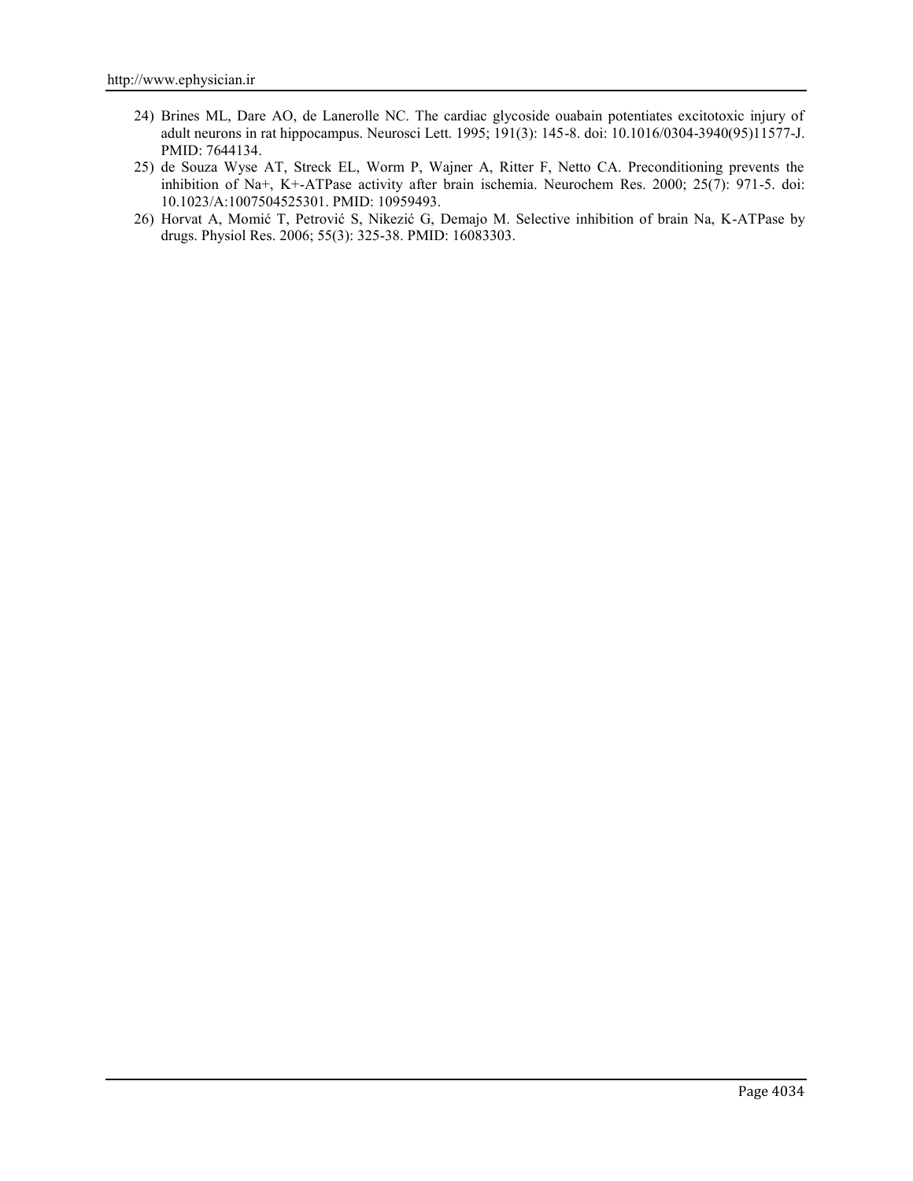24) Brines ML, Dare AO, de Lanerolle NC. The cardiac glycoside ouabain potentiates excitotoxic injury of adult neurons in rat hippocampus. Neurosci Lett. 1995; 191(3): 145-8. doi: 10.1016/0304-3940(95)11577-J. PMID: 7644134.
25) de Souza Wyse AT, Streck EL, Worm P, Wajner A, Ritter F, Netto CA. Preconditioning prevents the inhibition of Na+, K+-ATPase activity after brain ischemia. Neurochem Res. 2000; 25(7): 971-5. doi: 10.1023/A:1007504525301. PMID: 10959493.
26) Horvat A, Momić T, Petrović S, Nikezić G, Demajo M. Selective inhibition of brain Na, K-ATPase by drugs. Physiol Res. 2006; 55(3): 325-38. PMID: 16083303.